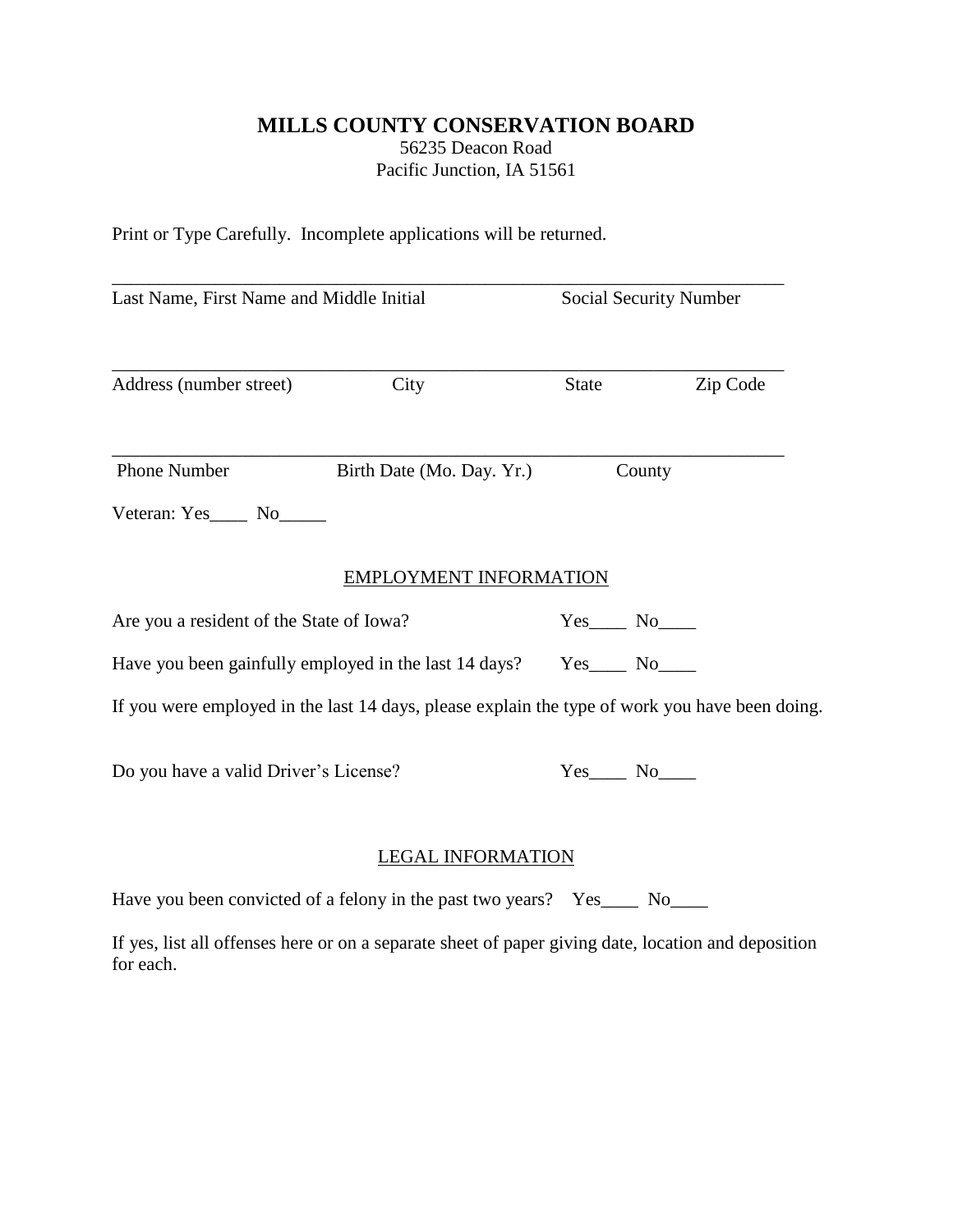# MILLS COUNTY CONSERVATION BOARD

56235 Deacon Road
Pacific Junction, IA 51561

Print or Type Carefully. Incomplete applications will be returned.

_______________________________________________________________________

Last Name, First Name and Middle Initial Social Security Number

_______________________________________________________________________

Address (number street) City State Zip Code

_______________________________________________________________________

Phone Number Birth Date (Mo. Day. Yr.) County

Veteran: Yes____ No_____

## EMPLOYMENT INFORMATION

Are you a resident of the State of Iowa? Yes____ No____

Have you been gainfully employed in the last 14 days? Yes____ No____

If you were employed in the last 14 days, please explain the type of work you have been doing.

Do you have a valid Driver's License? Yes____ No____

## LEGAL INFORMATION

Have you been convicted of a felony in the past two years? Yes____ No____

If yes, list all offenses here or on a separate sheet of paper giving date, location and deposition for each.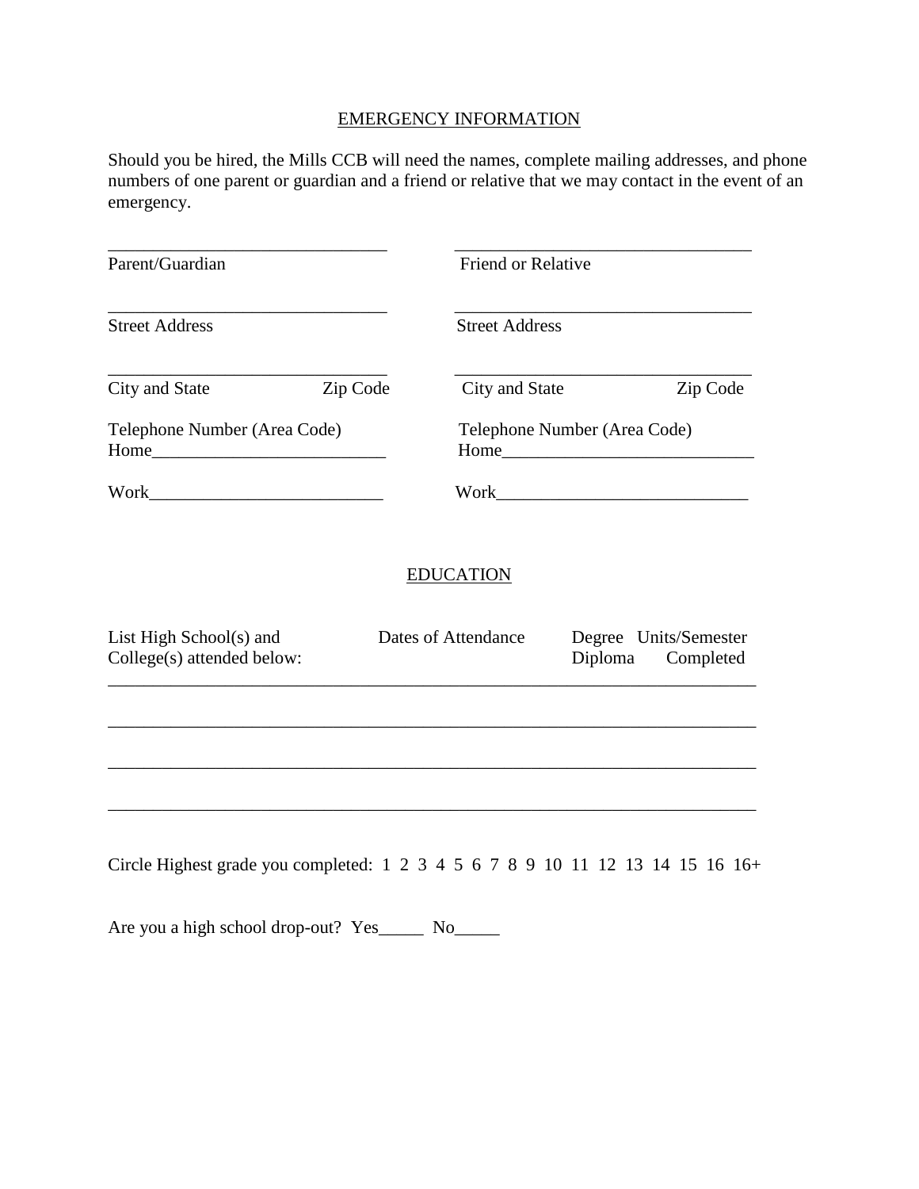## EMERGENCY INFORMATION

Should you be hired, the Mills CCB will need the names, complete mailing addresses, and phone numbers of one parent or guardian and a friend or relative that we may contact in the event of an emergency.

| | |
|---|---|
| ________________________________ | ________________________________ |
| Parent/Guardian | Friend or Relative |
| ________________________________ | ________________________________ |
| Street Address | Street Address |
| ________________________________ | ________________________________ |
| City and State          Zip Code | City and State          Zip Code |
| Telephone Number (Area Code) | Telephone Number (Area Code) |
| Home__________________________ | Home__________________________ |
| Work__________________________ | Work__________________________ |

## EDUCATION

| List High School(s) and College(s) attended below: | Dates of Attendance | Degree Diploma | Units/Semester Completed |
|---|---|---|---|
| | | | |
| | | | |
| | | | |
| | | | |

Circle Highest grade you completed: 1 2 3 4 5 6 7 8 9 10 11 12 13 14 15 16 16+

Are you a high school drop-out? Yes_____ No_____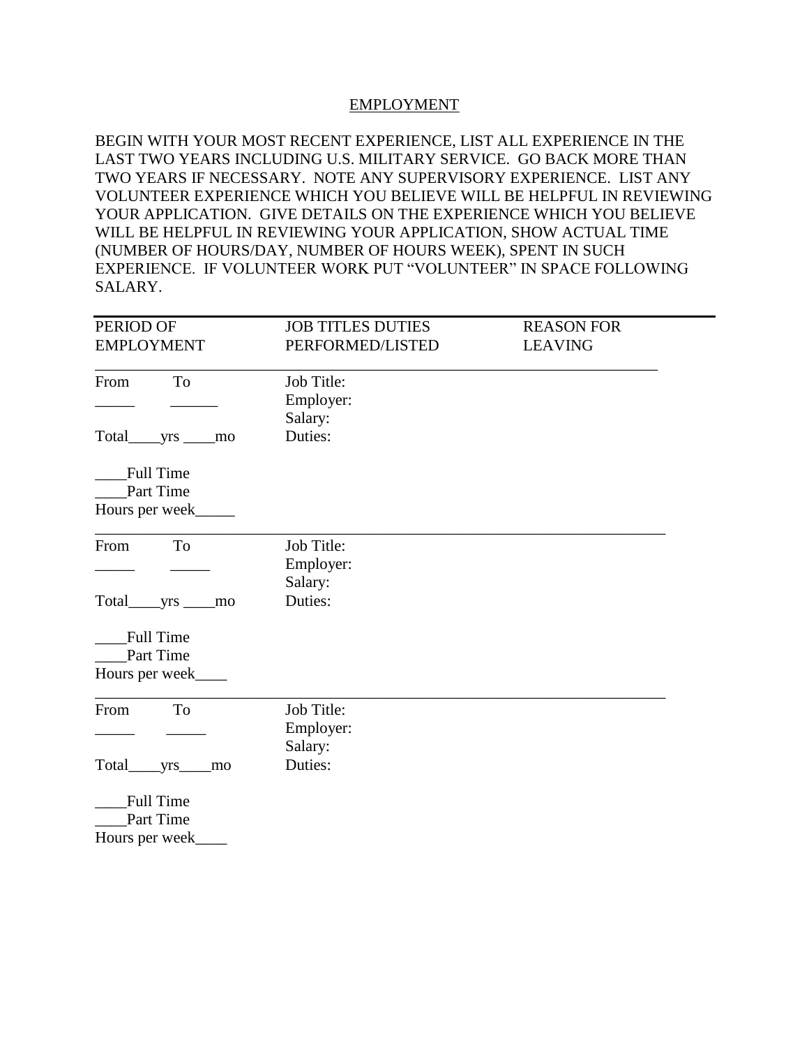## EMPLOYMENT

BEGIN WITH YOUR MOST RECENT EXPERIENCE, LIST ALL EXPERIENCE IN THE LAST TWO YEARS INCLUDING U.S. MILITARY SERVICE. GO BACK MORE THAN TWO YEARS IF NECESSARY. NOTE ANY SUPERVISORY EXPERIENCE. LIST ANY VOLUNTEER EXPERIENCE WHICH YOU BELIEVE WILL BE HELPFUL IN REVIEWING YOUR APPLICATION. GIVE DETAILS ON THE EXPERIENCE WHICH YOU BELIEVE WILL BE HELPFUL IN REVIEWING YOUR APPLICATION, SHOW ACTUAL TIME (NUMBER OF HOURS/DAY, NUMBER OF HOURS WEEK), SPENT IN SUCH EXPERIENCE. IF VOLUNTEER WORK PUT "VOLUNTEER" IN SPACE FOLLOWING SALARY.

| PERIOD OF EMPLOYMENT | JOB TITLES DUTIES PERFORMED/LISTED | REASON FOR LEAVING |
|---|---|---|
| From _____ To ______<br>Total____yrs ____mo<br>____Full Time<br>____Part Time<br>Hours per week_____ | Job Title:<br>Employer:<br>Salary:<br>Duties: | |
| From _____ To _____<br>Total____yrs ____mo<br>____Full Time<br>____Part Time<br>Hours per week____ | Job Title:<br>Employer:<br>Salary:<br>Duties: | |
| From _____ To _____<br>Total____yrs____mo<br>____Full Time<br>____Part Time<br>Hours per week____ | Job Title:<br>Employer:<br>Salary:<br>Duties: | |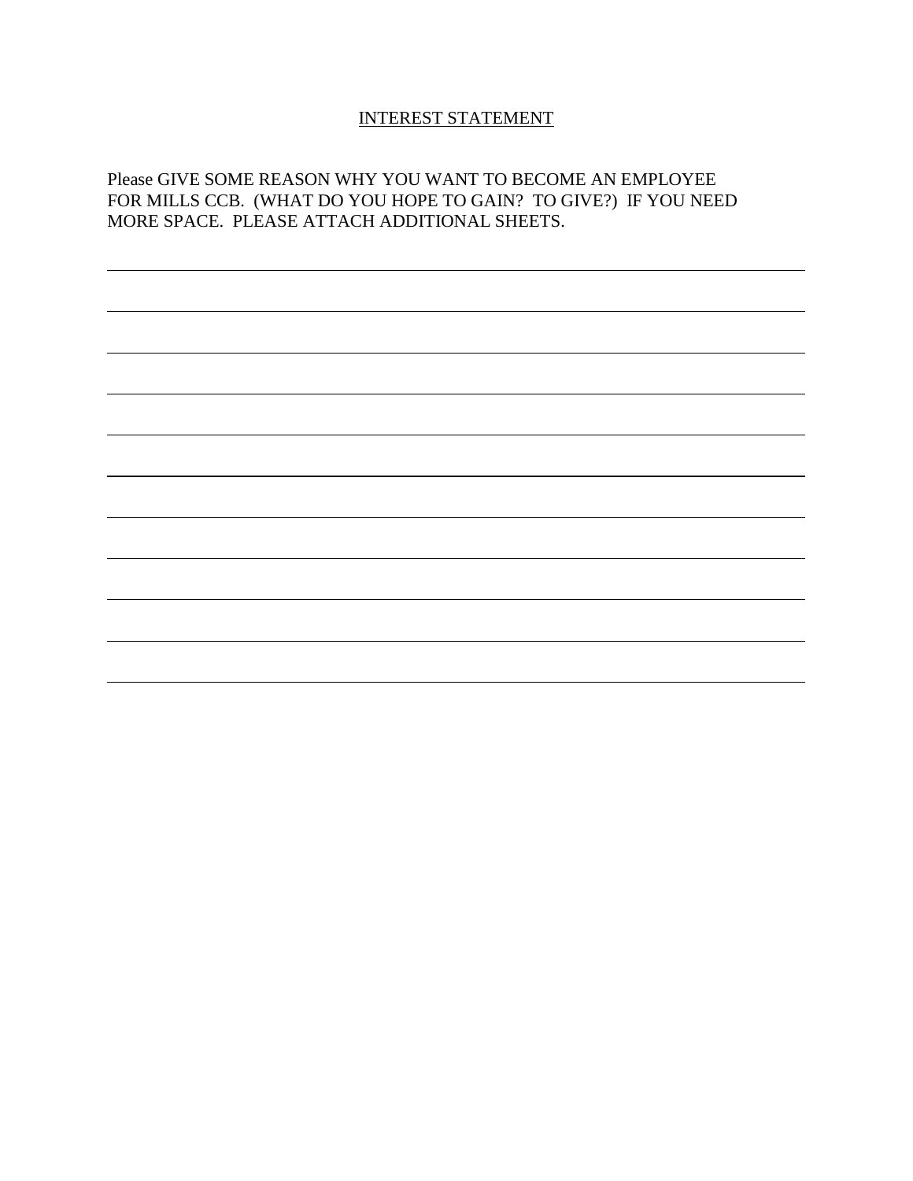# INTEREST STATEMENT

Please GIVE SOME REASON WHY YOU WANT TO BECOME AN EMPLOYEE FOR MILLS CCB. (WHAT DO YOU HOPE TO GAIN? TO GIVE?) IF YOU NEED MORE SPACE. PLEASE ATTACH ADDITIONAL SHEETS.

_______________________________________________________________________________

_______________________________________________________________________________

_______________________________________________________________________________

_______________________________________________________________________________

_______________________________________________________________________________

_______________________________________________________________________________

_______________________________________________________________________________

_______________________________________________________________________________

_______________________________________________________________________________

_______________________________________________________________________________

_______________________________________________________________________________